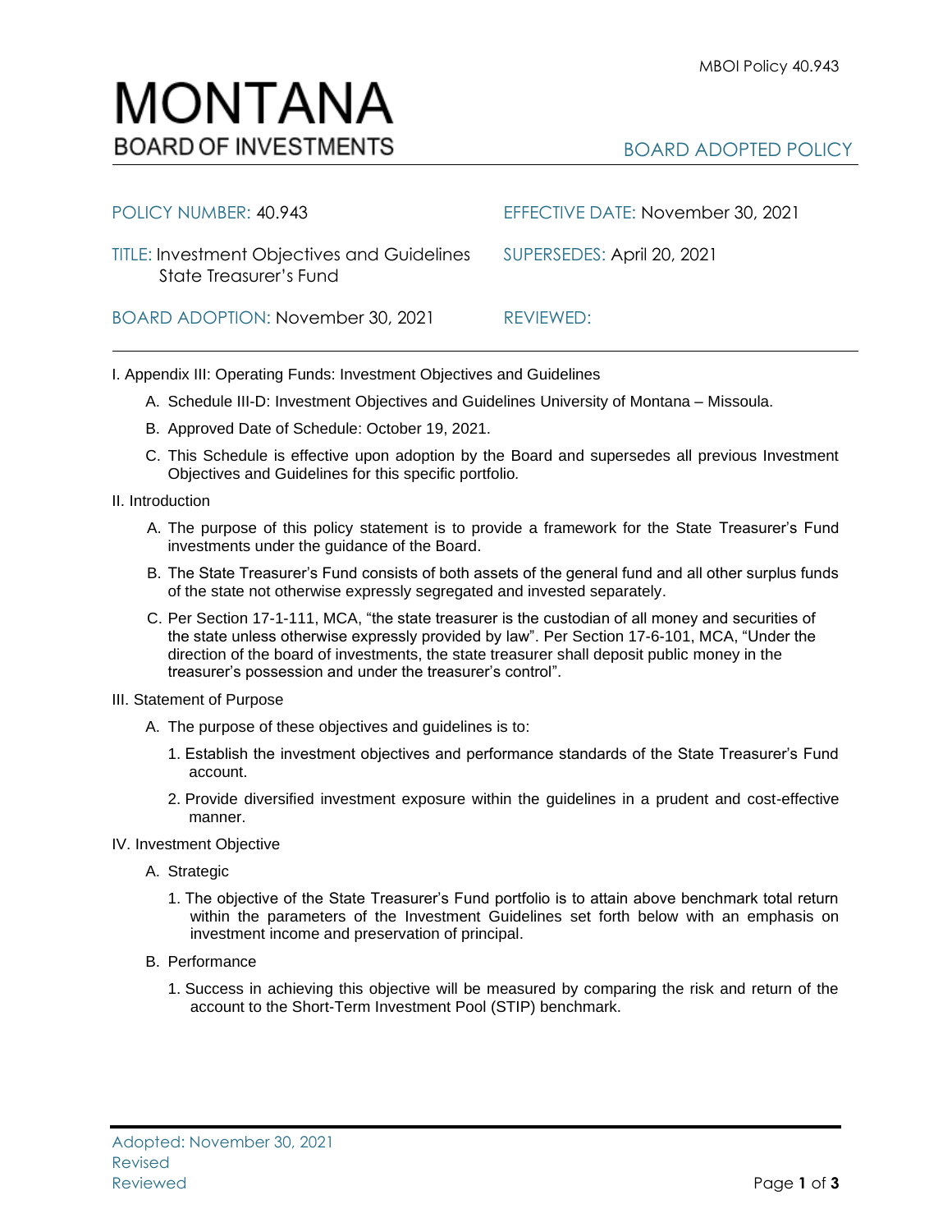# MONTANA BOARD OF INVESTMENTS

MBOI Policy 40.943

BOARD ADOPTED POLICY

| | |
|---|---|
| POLICY NUMBER: 40.943 | EFFECTIVE DATE: November 30, 2021 |
| TITLE: Investment Objectives and Guidelines State Treasurer's Fund | SUPERSEDES: April 20, 2021 |
| BOARD ADOPTION: November 30, 2021 | REVIEWED: |

I. Appendix III: Operating Funds: Investment Objectives and Guidelines

A. Schedule III-D: Investment Objectives and Guidelines University of Montana – Missoula.

B. Approved Date of Schedule: October 19, 2021.

C. This Schedule is effective upon adoption by the Board and supersedes all previous Investment Objectives and Guidelines for this specific portfolio.

II. Introduction

A. The purpose of this policy statement is to provide a framework for the State Treasurer's Fund investments under the guidance of the Board.

B. The State Treasurer's Fund consists of both assets of the general fund and all other surplus funds of the state not otherwise expressly segregated and invested separately.

C. Per Section 17-1-111, MCA, "the state treasurer is the custodian of all money and securities of the state unless otherwise expressly provided by law". Per Section 17-6-101, MCA, "Under the direction of the board of investments, the state treasurer shall deposit public money in the treasurer's possession and under the treasurer's control".

III. Statement of Purpose

A. The purpose of these objectives and guidelines is to:

1. Establish the investment objectives and performance standards of the State Treasurer's Fund account.

2. Provide diversified investment exposure within the guidelines in a prudent and cost-effective manner.

IV. Investment Objective

A. Strategic

1. The objective of the State Treasurer's Fund portfolio is to attain above benchmark total return within the parameters of the Investment Guidelines set forth below with an emphasis on investment income and preservation of principal.

B. Performance

1. Success in achieving this objective will be measured by comparing the risk and return of the account to the Short-Term Investment Pool (STIP) benchmark.

Adopted: November 30, 2021
Revised
Reviewed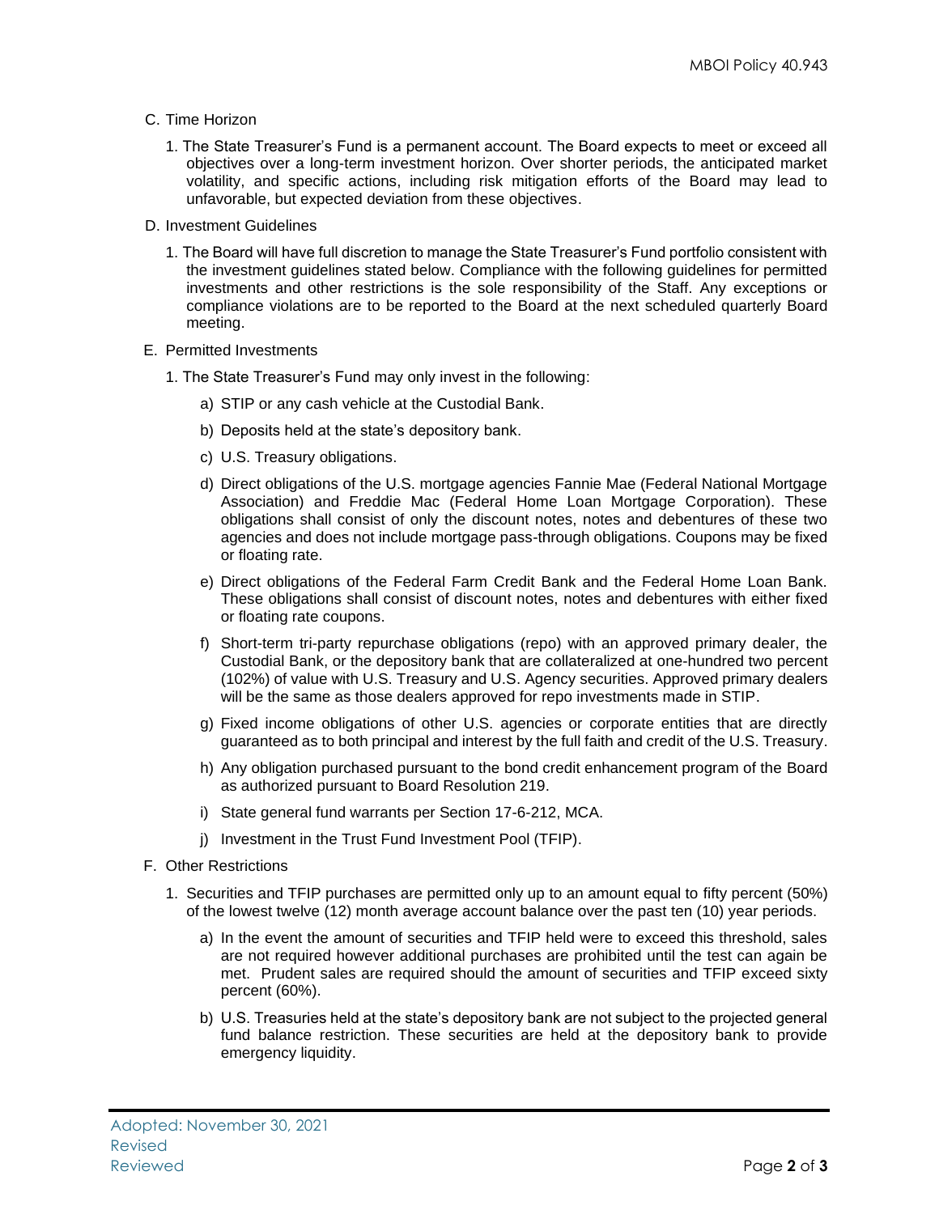C. Time Horizon

1. The State Treasurer's Fund is a permanent account. The Board expects to meet or exceed all objectives over a long-term investment horizon. Over shorter periods, the anticipated market volatility, and specific actions, including risk mitigation efforts of the Board may lead to unfavorable, but expected deviation from these objectives.

D. Investment Guidelines

1. The Board will have full discretion to manage the State Treasurer's Fund portfolio consistent with the investment guidelines stated below. Compliance with the following guidelines for permitted investments and other restrictions is the sole responsibility of the Staff. Any exceptions or compliance violations are to be reported to the Board at the next scheduled quarterly Board meeting.

E. Permitted Investments

1. The State Treasurer's Fund may only invest in the following:

   a) STIP or any cash vehicle at the Custodial Bank.

   b) Deposits held at the state's depository bank.

   c) U.S. Treasury obligations.

   d) Direct obligations of the U.S. mortgage agencies Fannie Mae (Federal National Mortgage Association) and Freddie Mac (Federal Home Loan Mortgage Corporation). These obligations shall consist of only the discount notes, notes and debentures of these two agencies and does not include mortgage pass-through obligations. Coupons may be fixed or floating rate.

   e) Direct obligations of the Federal Farm Credit Bank and the Federal Home Loan Bank. These obligations shall consist of discount notes, notes and debentures with either fixed or floating rate coupons.

   f) Short-term tri-party repurchase obligations (repo) with an approved primary dealer, the Custodial Bank, or the depository bank that are collateralized at one-hundred two percent (102%) of value with U.S. Treasury and U.S. Agency securities. Approved primary dealers will be the same as those dealers approved for repo investments made in STIP.

   g) Fixed income obligations of other U.S. agencies or corporate entities that are directly guaranteed as to both principal and interest by the full faith and credit of the U.S. Treasury.

   h) Any obligation purchased pursuant to the bond credit enhancement program of the Board as authorized pursuant to Board Resolution 219.

   i) State general fund warrants per Section 17-6-212, MCA.

   j) Investment in the Trust Fund Investment Pool (TFIP).

F. Other Restrictions

1. Securities and TFIP purchases are permitted only up to an amount equal to fifty percent (50%) of the lowest twelve (12) month average account balance over the past ten (10) year periods.

   a) In the event the amount of securities and TFIP held were to exceed this threshold, sales are not required however additional purchases are prohibited until the test can again be met. Prudent sales are required should the amount of securities and TFIP exceed sixty percent (60%).

   b) U.S. Treasuries held at the state's depository bank are not subject to the projected general fund balance restriction. These securities are held at the depository bank to provide emergency liquidity.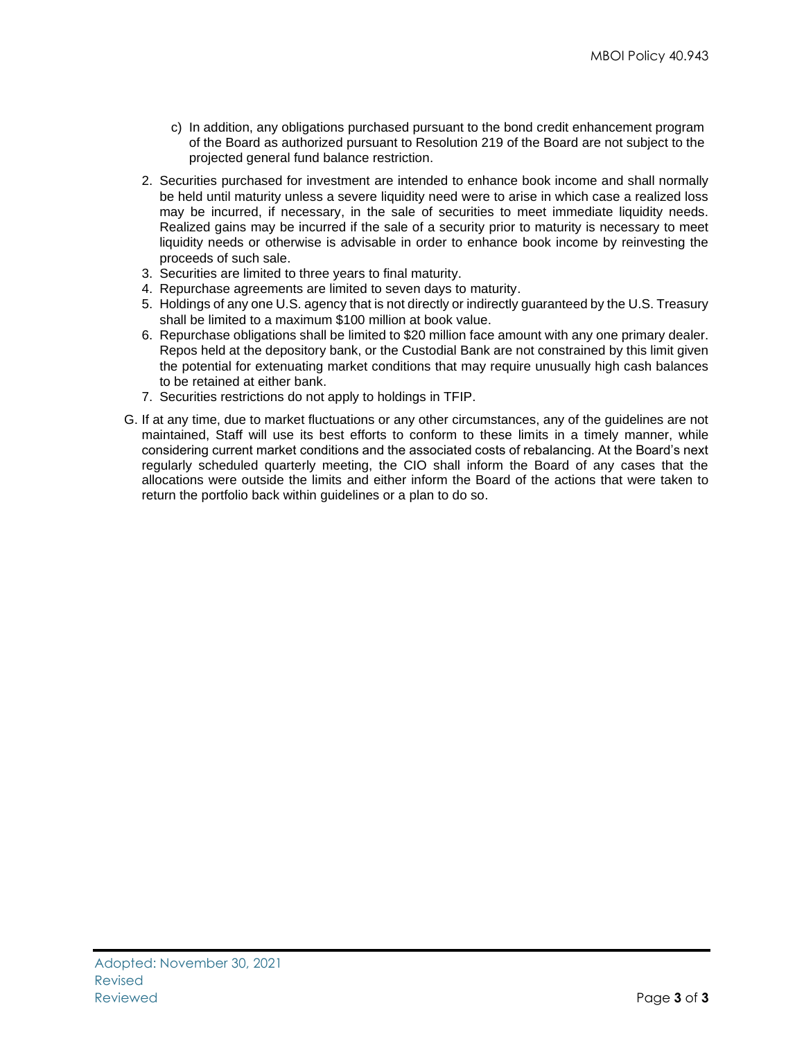c) In addition, any obligations purchased pursuant to the bond credit enhancement program of the Board as authorized pursuant to Resolution 219 of the Board are not subject to the projected general fund balance restriction.

2. Securities purchased for investment are intended to enhance book income and shall normally be held until maturity unless a severe liquidity need were to arise in which case a realized loss may be incurred, if necessary, in the sale of securities to meet immediate liquidity needs. Realized gains may be incurred if the sale of a security prior to maturity is necessary to meet liquidity needs or otherwise is advisable in order to enhance book income by reinvesting the proceeds of such sale.
3. Securities are limited to three years to final maturity.
4. Repurchase agreements are limited to seven days to maturity.
5. Holdings of any one U.S. agency that is not directly or indirectly guaranteed by the U.S. Treasury shall be limited to a maximum $100 million at book value.
6. Repurchase obligations shall be limited to $20 million face amount with any one primary dealer. Repos held at the depository bank, or the Custodial Bank are not constrained by this limit given the potential for extenuating market conditions that may require unusually high cash balances to be retained at either bank.
7. Securities restrictions do not apply to holdings in TFIP.

G. If at any time, due to market fluctuations or any other circumstances, any of the guidelines are not maintained, Staff will use its best efforts to conform to these limits in a timely manner, while considering current market conditions and the associated costs of rebalancing. At the Board's next regularly scheduled quarterly meeting, the CIO shall inform the Board of any cases that the allocations were outside the limits and either inform the Board of the actions that were taken to return the portfolio back within guidelines or a plan to do so.

Adopted: November 30, 2021
Revised
Reviewed